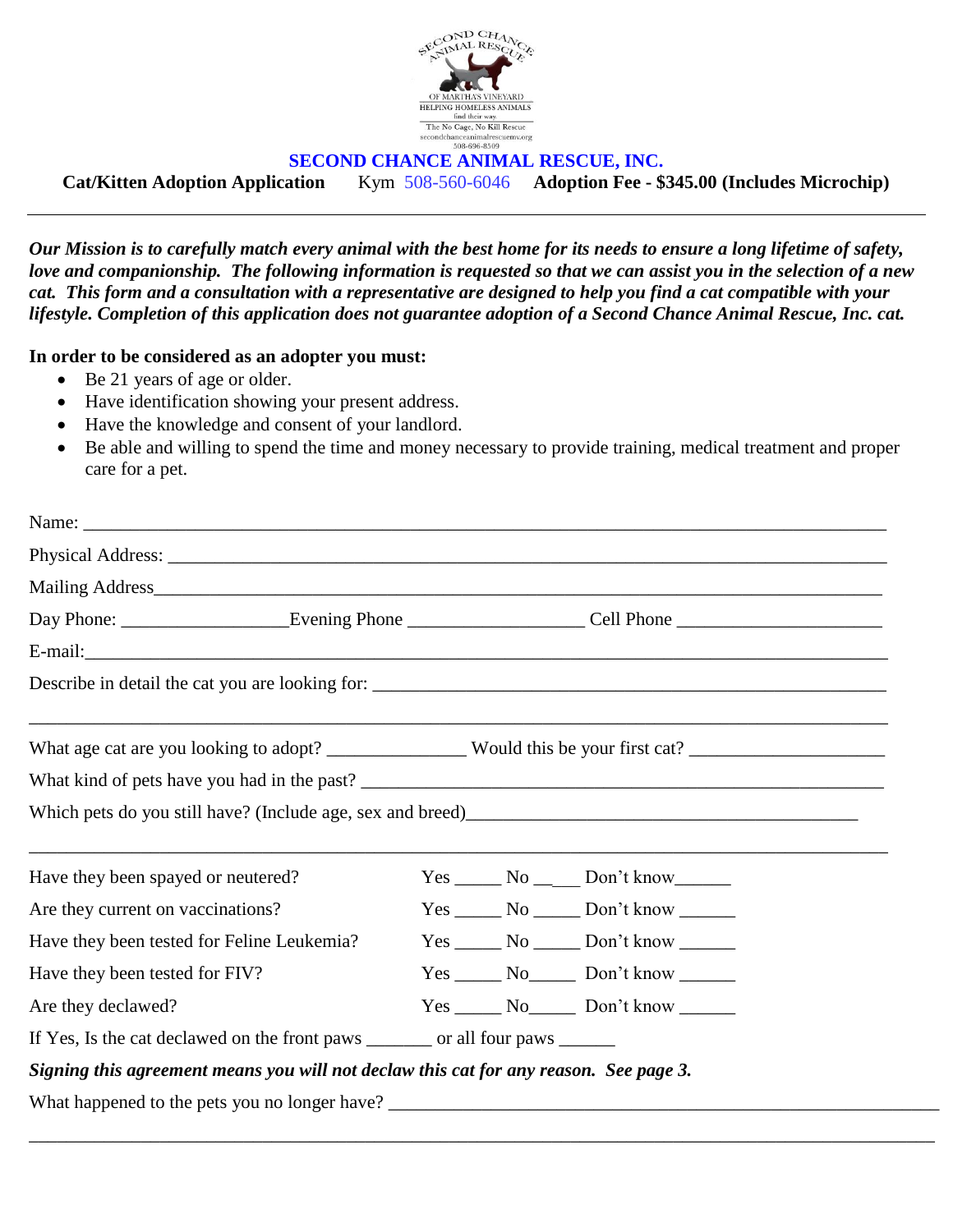SECOND CHANCE ANIMAL RESCUE OF MARTHA'S VINEYARD
HELPING HOMELESS ANIMALS find their way
The No Cage, No Kill Rescue
secondchanceanimalrescuemv.org
508-696-8509

# SECOND CHANCE ANIMAL RESCUE, INC.

**Cat/Kitten Adoption Application** Kym 508-560-6046 **Adoption Fee - $345.00 (Includes Microchip)**

---

***Our Mission is to carefully match every animal with the best home for its needs to ensure a long lifetime of safety, love and companionship. The following information is requested so that we can assist you in the selection of a new cat. This form and a consultation with a representative are designed to help you find a cat compatible with your lifestyle. Completion of this application does not guarantee adoption of a Second Chance Animal Rescue, Inc. cat.***

**In order to be considered as an adopter you must:**

- Be 21 years of age or older.
- Have identification showing your present address.
- Have the knowledge and consent of your landlord.
- Be able and willing to spend the time and money necessary to provide training, medical treatment and proper care for a pet.

Name: ____________________________________________________________

Physical Address: ____________________________________________________________

Mailing Address____________________________________________________________

Day Phone: _________________Evening Phone __________________ Cell Phone ______________________

E-mail:____________________________________________________________

Describe in detail the cat you are looking for: ____________________________________________________________

____________________________________________________________

What age cat are you looking to adopt? ______________ Would this be your first cat? ____________________

What kind of pets have you had in the past? ____________________________________________________________

Which pets do you still have? (Include age, sex and breed)____________________________________________

____________________________________________________________

Have they been spayed or neutered? Yes _____ No _____ Don't know______

Are they current on vaccinations? Yes _____ No _____ Don't know ______

Have they been tested for Feline Leukemia? Yes _____ No _____ Don't know ______

Have they been tested for FIV? Yes _____ No_____ Don't know ______

Are they declawed? Yes _____ No_____ Don't know ______

If Yes, Is the cat declawed on the front paws _______ or all four paws ______

***Signing this agreement means you will not declaw this cat for any reason. See page 3.***

What happened to the pets you no longer have? ____________________________________________________________

____________________________________________________________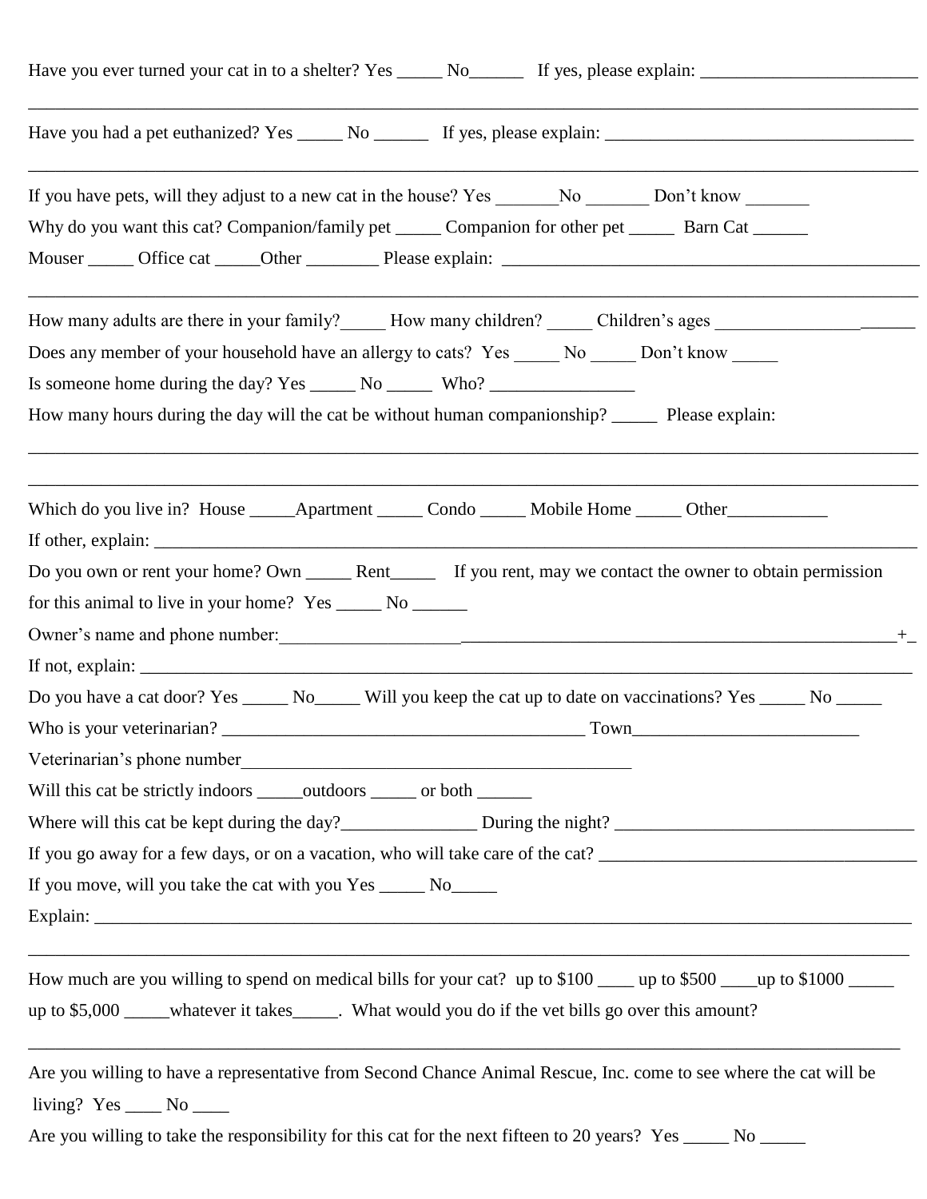Have you ever turned your cat in to a shelter? Yes _____ No______ If yes, please explain: ________________________

______________________________________________________________________________________________

Have you had a pet euthanized? Yes _____ No ______ If yes, please explain: __________________________________

______________________________________________________________________________________________

If you have pets, will they adjust to a new cat in the house? Yes _______No _______ Don't know _______

Why do you want this cat? Companion/family pet _____ Companion for other pet _____ Barn Cat ______

Mouser _____ Office cat _____Other ________ Please explain: ________________________________________________

______________________________________________________________________________________________

How many adults are there in your family?_____ How many children? _____ Children's ages ______________________

Does any member of your household have an allergy to cats? Yes _____ No _____ Don't know _____

Is someone home during the day? Yes _____ No _____ Who? ________________

How many hours during the day will the cat be without human companionship? _____ Please explain:

______________________________________________________________________________________________

______________________________________________________________________________________________

Which do you live in? House _____Apartment _____ Condo _____ Mobile Home _____ Other___________

If other, explain: ______________________________________________________________________________

Do you own or rent your home? Own _____ Rent_____ If you rent, may we contact the owner to obtain permission for this animal to live in your home? Yes _____ No ______

Owner's name and phone number:_____________________________________________________________________+_

If not, explain: ________________________________________________________________________________

Do you have a cat door? Yes _____ No_____ Will you keep the cat up to date on vaccinations? Yes _____ No _____

Who is your veterinarian? ________________________________________ Town_________________________

Veterinarian's phone number____________________________________________

Will this cat be strictly indoors _____outdoors _____ or both ______

Where will this cat be kept during the day?_______________ During the night? __________________________________

If you go away for a few days, or on a vacation, who will take care of the cat? ___________________________________

If you move, will you take the cat with you Yes _____ No_____

Explain: _____________________________________________________________________________________

______________________________________________________________________________________________

How much are you willing to spend on medical bills for your cat? up to $100 ____ up to $500 ____up to $1000 _____ up to $5,000 _____whatever it takes_____. What would you do if the vet bills go over this amount?

______________________________________________________________________________________________

Are you willing to have a representative from Second Chance Animal Rescue, Inc. come to see where the cat will be living? Yes ____ No ____

Are you willing to take the responsibility for this cat for the next fifteen to 20 years? Yes _____ No _____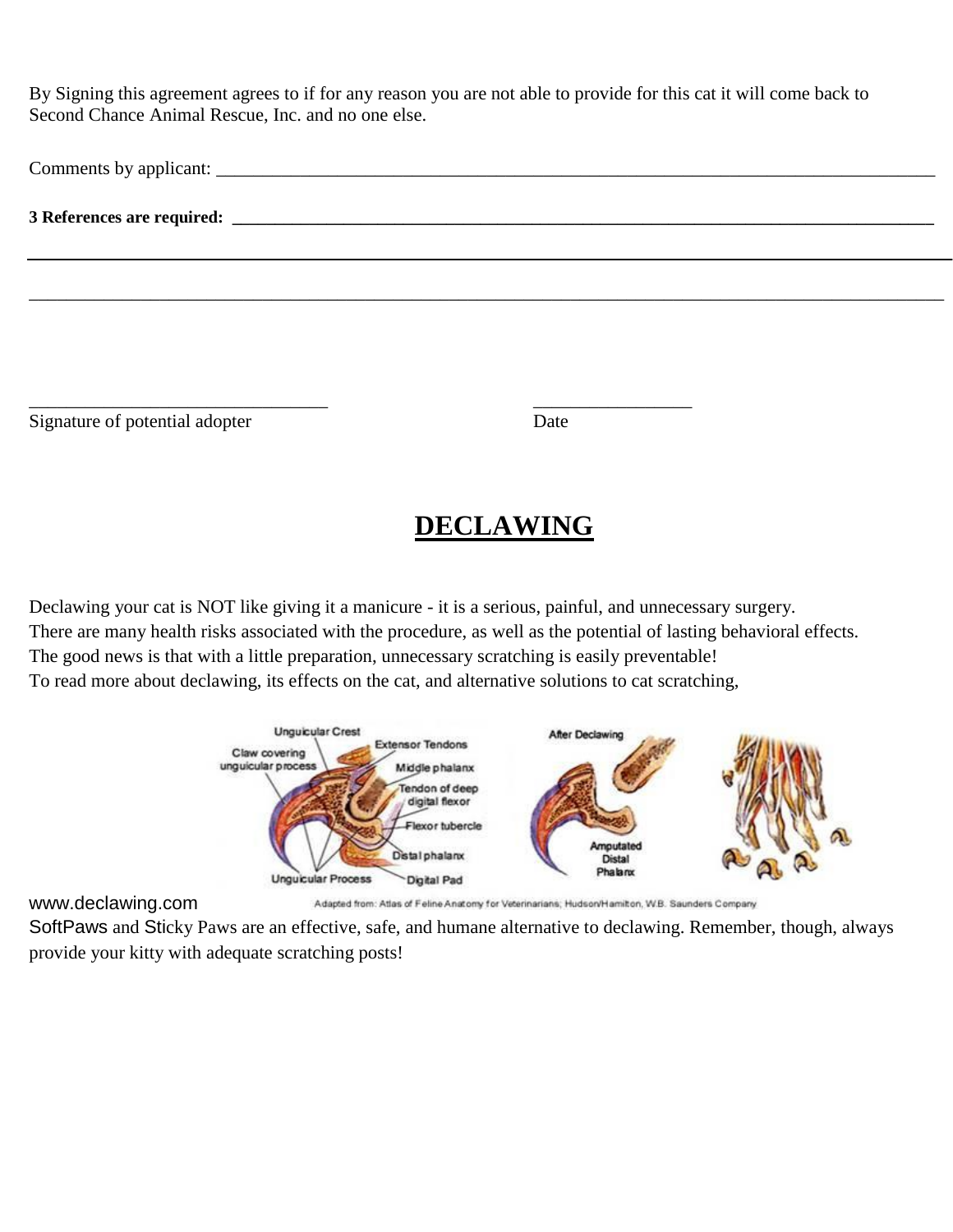By Signing this agreement agrees to if for any reason you are not able to provide for this cat it will come back to Second Chance Animal Rescue, Inc. and no one else.

Comments by applicant: ___________________________________________________________________________

**3 References are required: ___________________________________________________________________________**

___________________________________________________________________________

___________________________________________________________________________

_________________________________ _________________

Signature of potential adopter Date

## DECLAWING

Declawing your cat is NOT like giving it a manicure - it is a serious, painful, and unnecessary surgery.
There are many health risks associated with the procedure, as well as the potential of lasting behavioral effects.
The good news is that with a little preparation, unnecessary scratching is easily preventable!
To read more about declawing, its effects on the cat, and alternative solutions to cat scratching,

Ungiucular Crest
Extensor Tendons
Claw covering unguicular process
Middle phalanx
Tendon of deep digital flexor
Flexor tubercle
Distal phalanx
Unguicular Process
Digital Pad
After Declawing
Amputated Distal Phalanx

www.declawing.com

Adapted from: Atlas of Feline Anatomy for Veterinarians; Hudson/Hamilton, W.B. Saunders Company

SoftPaws and Sticky Paws are an effective, safe, and humane alternative to declawing. Remember, though, always provide your kitty with adequate scratching posts!